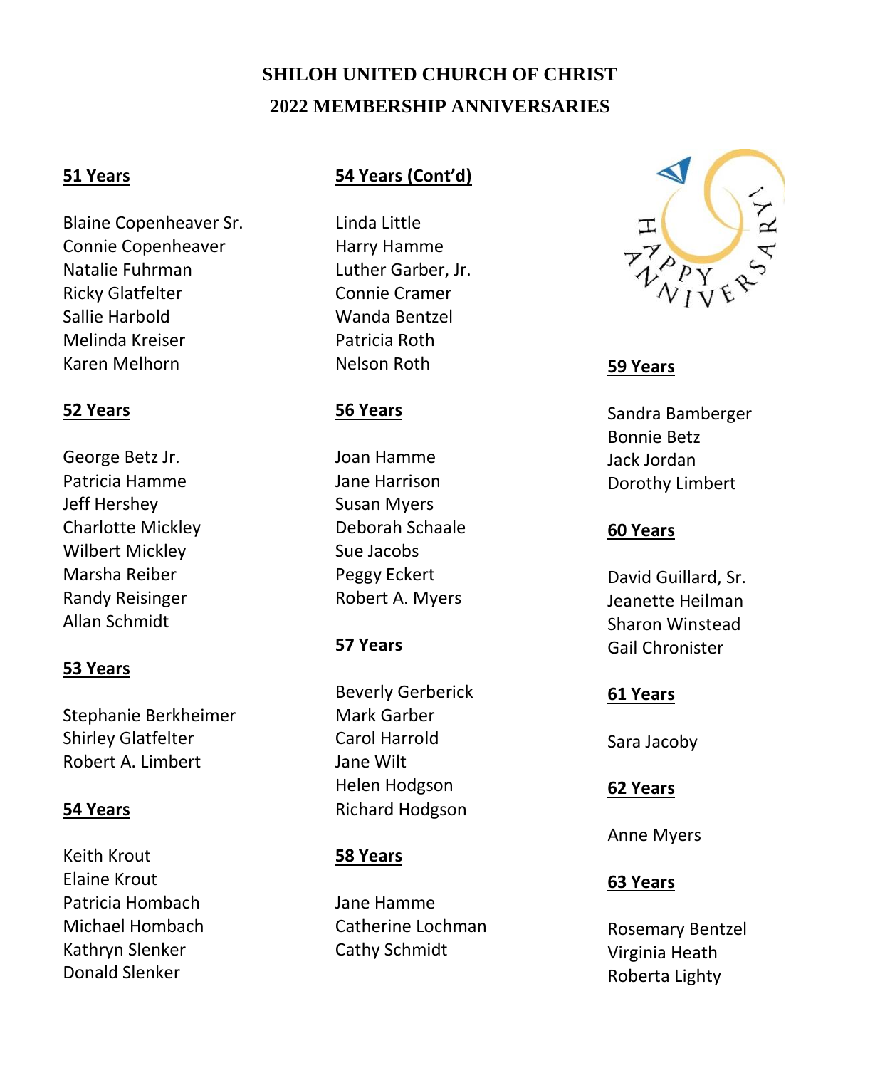# SHILOH UNITED CHURCH OF CHRIST
# 2022 MEMBERSHIP ANNIVERSARIES

**51 Years**

Blaine Copenheaver Sr.
Connie Copenheaver
Natalie Fuhrman
Ricky Glatfelter
Sallie Harbold
Melinda Kreiser
Karen Melhorn

**52 Years**

George Betz Jr.
Patricia Hamme
Jeff Hershey
Charlotte Mickley
Wilbert Mickley
Marsha Reiber
Randy Reisinger
Allan Schmidt

**53 Years**

Stephanie Berkheimer
Shirley Glatfelter
Robert A. Limbert

**54 Years**

Keith Krout
Elaine Krout
Patricia Hombach
Michael Hombach
Kathryn Slenker
Donald Slenker

**54 Years (Cont'd)**

Linda Little
Harry Hamme
Luther Garber, Jr.
Connie Cramer
Wanda Bentzel
Patricia Roth
Nelson Roth

**56 Years**

Joan Hamme
Jane Harrison
Susan Myers
Deborah Schaale
Sue Jacobs
Peggy Eckert
Robert A. Myers

**57 Years**

Beverly Gerberick
Mark Garber
Carol Harrold
Jane Wilt
Helen Hodgson
Richard Hodgson

**58 Years**

Jane Hamme
Catherine Lochman
Cathy Schmidt

HAPPY ANNIVERSARY!

**59 Years**

Sandra Bamberger
Bonnie Betz
Jack Jordan
Dorothy Limbert

**60 Years**

David Guillard, Sr.
Jeanette Heilman
Sharon Winstead
Gail Chronister

**61 Years**

Sara Jacoby

**62 Years**

Anne Myers

**63 Years**

Rosemary Bentzel
Virginia Heath
Roberta Lighty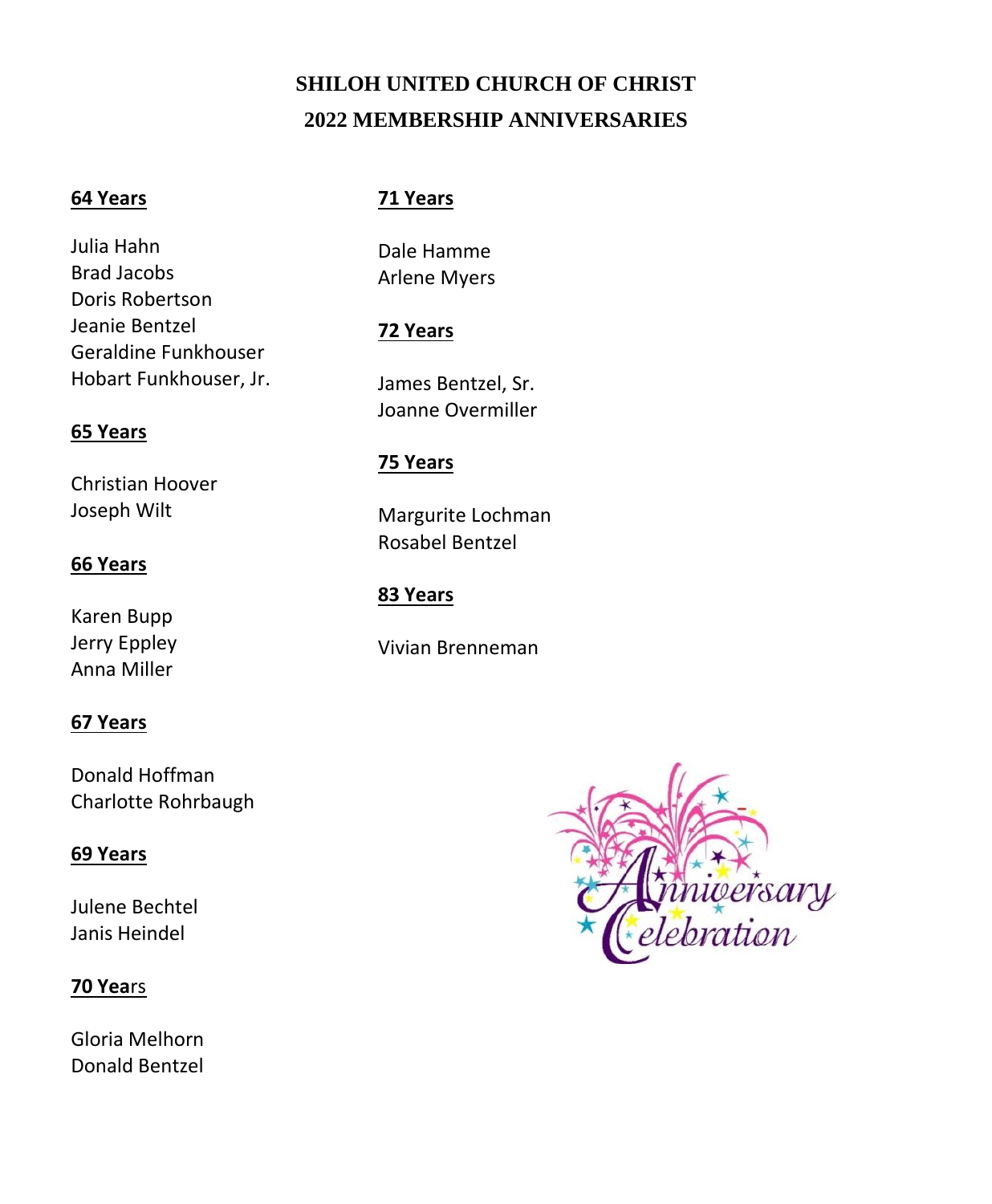# SHILOH UNITED CHURCH OF CHRIST
## 2022 MEMBERSHIP ANNIVERSARIES

**64 Years**

Julia Hahn
Brad Jacobs
Doris Robertson
Jeanie Bentzel
Geraldine Funkhouser
Hobart Funkhouser, Jr.

**65 Years**

Christian Hoover
Joseph Wilt

**66 Years**

Karen Bupp
Jerry Eppley
Anna Miller

**67 Years**

Donald Hoffman
Charlotte Rohrbaugh

**69 Years**

Julene Bechtel
Janis Heindel

**70 Years**

Gloria Melhorn
Donald Bentzel

**71 Years**

Dale Hamme
Arlene Myers

**72 Years**

James Bentzel, Sr.
Joanne Overmiller

**75 Years**

Margurite Lochman
Rosabel Bentzel

**83 Years**

Vivian Brenneman

Anniversary Celebration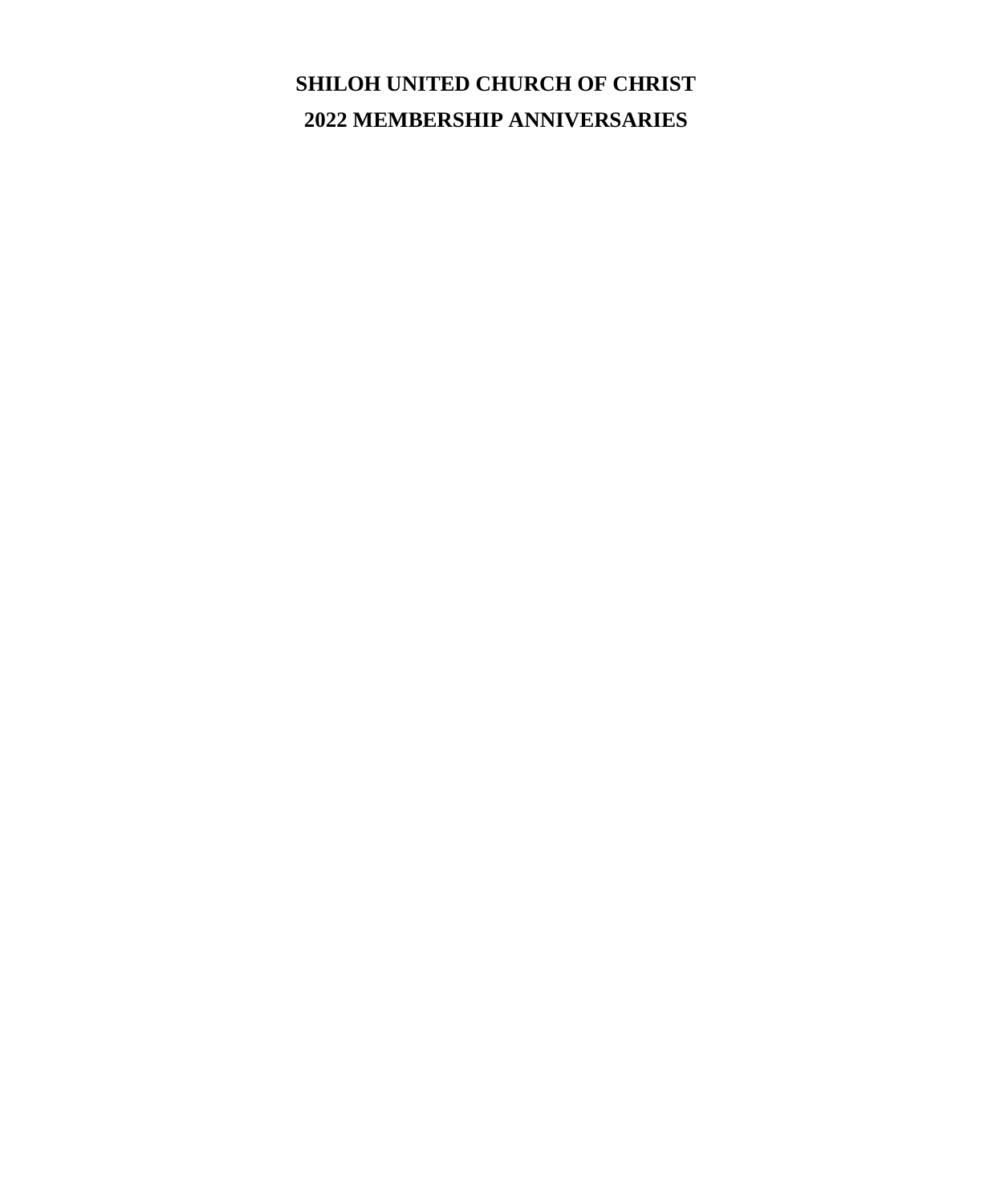# SHILOH UNITED CHURCH OF CHRIST

## 2022 MEMBERSHIP ANNIVERSARIES